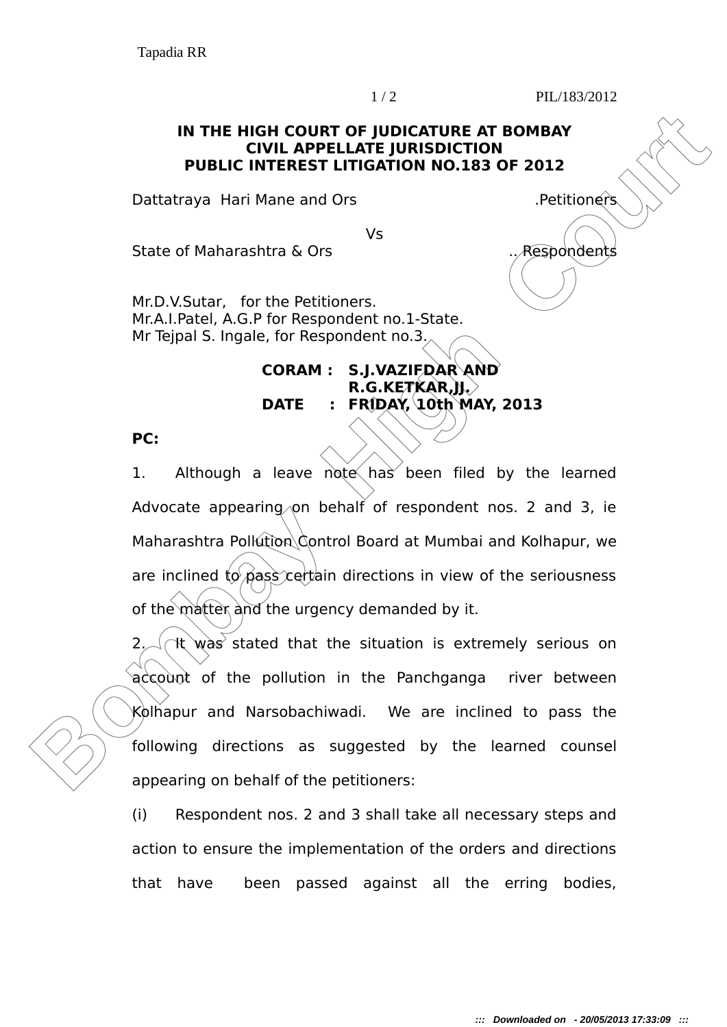**IN THE HIGH COURT OF JUDICATURE AT BOMBAY**
**CIVIL APPELLATE JURISDICTION**
**PUBLIC INTEREST LITIGATION NO.183 OF 2012**

Dattatraya Hari Mane and Ors .Petitioners

Vs

State of Maharashtra & Ors .. Respondents

Mr.D.V.Sutar, for the Petitioners.
Mr.A.I.Patel, A.G.P for Respondent no.1-State.
Mr Tejpal S. Ingale, for Respondent no.3.

**CORAM : S.J.VAZIFDAR AND R.G.KETKAR,JJ.**
**DATE : FRIDAY, 10th MAY, 2013**

**PC:**

1. Although a leave note has been filed by the learned Advocate appearing on behalf of respondent nos. 2 and 3, ie Maharashtra Pollution Control Board at Mumbai and Kolhapur, we are inclined to pass certain directions in view of the seriousness of the matter and the urgency demanded by it.

2. It was stated that the situation is extremely serious on account of the pollution in the Panchganga river between Kolhapur and Narsobachiwadi. We are inclined to pass the following directions as suggested by the learned counsel appearing on behalf of the petitioners:

(i) Respondent nos. 2 and 3 shall take all necessary steps and action to ensure the implementation of the orders and directions that have been passed against all the erring bodies,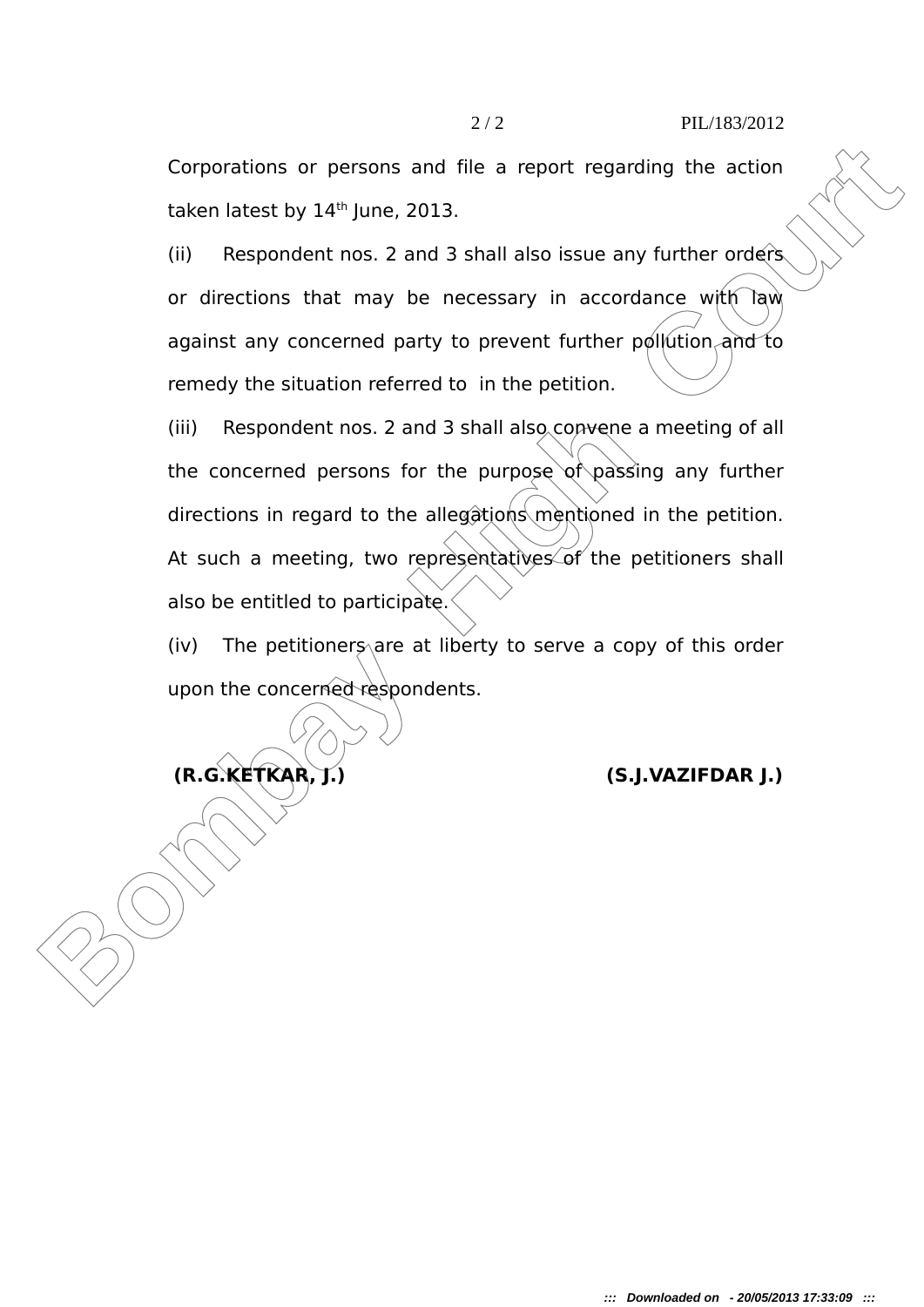Corporations or persons and file a report regarding the action taken latest by 14th June, 2013.

(ii) Respondent nos. 2 and 3 shall also issue any further orders or directions that may be necessary in accordance with law against any concerned party to prevent further pollution and to remedy the situation referred to in the petition.

(iii) Respondent nos. 2 and 3 shall also convene a meeting of all the concerned persons for the purpose of passing any further directions in regard to the allegations mentioned in the petition. At such a meeting, two representatives of the petitioners shall also be entitled to participate.

(iv) The petitioners are at liberty to serve a copy of this order upon the concerned respondents.

**(R.G.KETKAR, J.)** **(S.J.VAZIFDAR J.)**